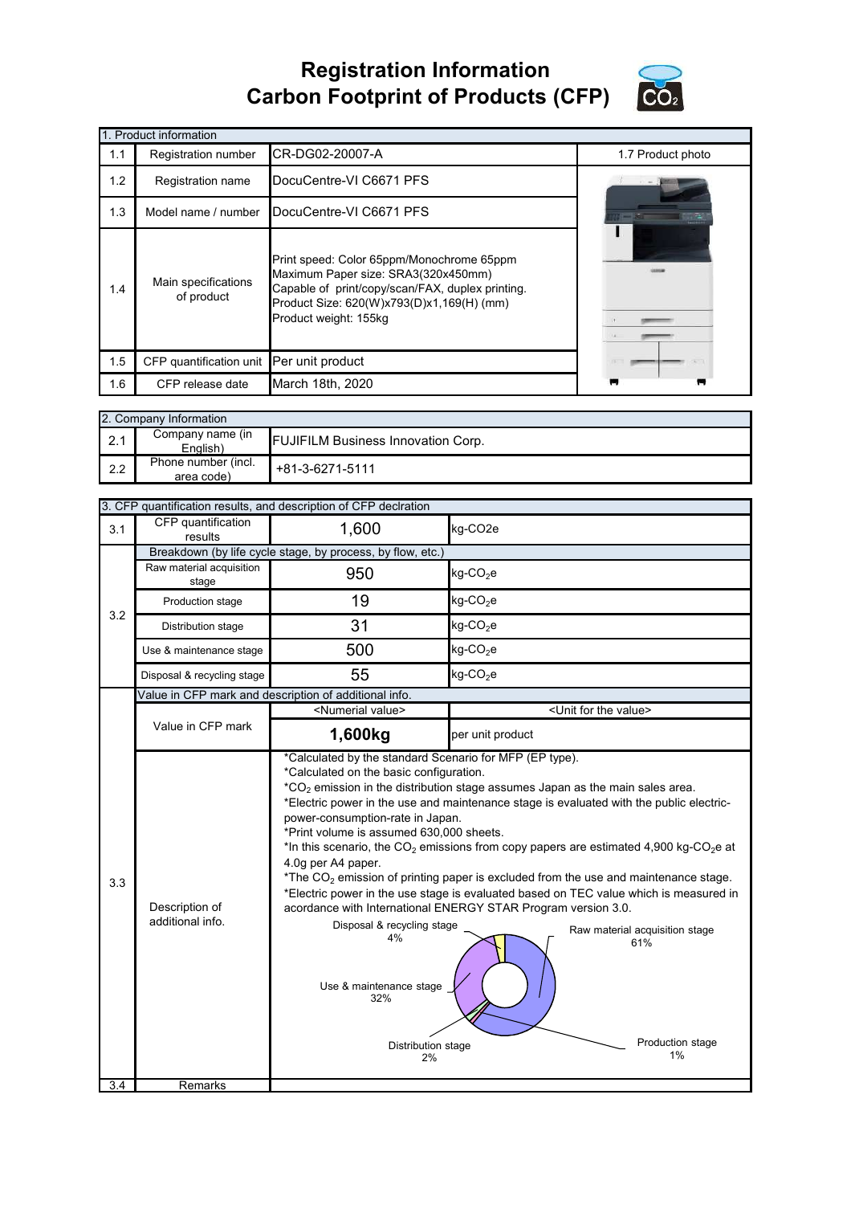# Registration Information
# Carbon Footprint of Products (CFP)

| 1. Product information | | | |
|---|---|---|---|
| 1.1 | Registration number | CR-DG02-20007-A | 1.7 Product photo |
| 1.2 | Registration name | DocuCentre-VI C6671 PFS | |
| 1.3 | Model name / number | DocuCentre-VI C6671 PFS | |
| 1.4 | Main specifications of product | Print speed: Color 65ppm/Monochrome 65ppm<br>Maximum Paper size: SRA3(320x450mm)<br>Capable of print/copy/scan/FAX, duplex printing.<br>Product Size: 620(W)x793(D)x1,169(H) (mm)<br>Product weight: 155kg | |
| 1.5 | CFP quantification unit | Per unit product | |
| 1.6 | CFP release date | March 18th, 2020 | |

| 2. Company Information | | |
|---|---|---|
| 2.1 | Company name (in English) | FUJIFILM Business Innovation Corp. |
| 2.2 | Phone number (incl. area code) | +81-3-6271-5111 |

| 3. CFP quantification results, and description of CFP declration | | | |
|---|---|---|---|
| 3.1 | CFP quantification results | 1,600 | kg-CO2e |
| 3.2 | Breakdown (by life cycle stage, by process, by flow, etc.) | | |
| | Raw material acquisition stage | 950 | kg-$CO_2$e |
| | Production stage | 19 | kg-$CO_2$e |
| | Distribution stage | 31 | kg-$CO_2$e |
| | Use & maintenance stage | 500 | kg-$CO_2$e |
| | Disposal & recycling stage | 55 | kg-$CO_2$e |
| 3.3 | Value in CFP mark and description of additional info. | | |
| | Value in CFP mark | <Numerial value> | <Unit for the value> |
| | | **1,600kg** | per unit product |
| | Description of additional info. | *Calculated by the standard Scenario for MFP (EP type).<br>*Calculated on the basic configuration.<br>*$CO_2$ emission in the distribution stage assumes Japan as the main sales area.<br>*Electric power in the use and maintenance stage is evaluated with the public electric-power-consumption-rate in Japan.<br>*Print volume is assumed 630,000 sheets.<br>*In this scenario, the $CO_2$ emissions from copy papers are estimated 4,900 kg-$CO_2$e at 4.0g per A4 paper.<br>*The $CO_2$ emission of printing paper is excluded from the use and maintenance stage.<br>*Electric power in the use stage is evaluated based on TEC value which is measured in acordance with International ENERGY STAR Program version 3.0.<br>Raw material acquisition stage 61%<br>Production stage 1%<br>Distribution stage 2%<br>Use & maintenance stage 32%<br>Disposal & recycling stage 4% | |
| 3.4 | Remarks | | |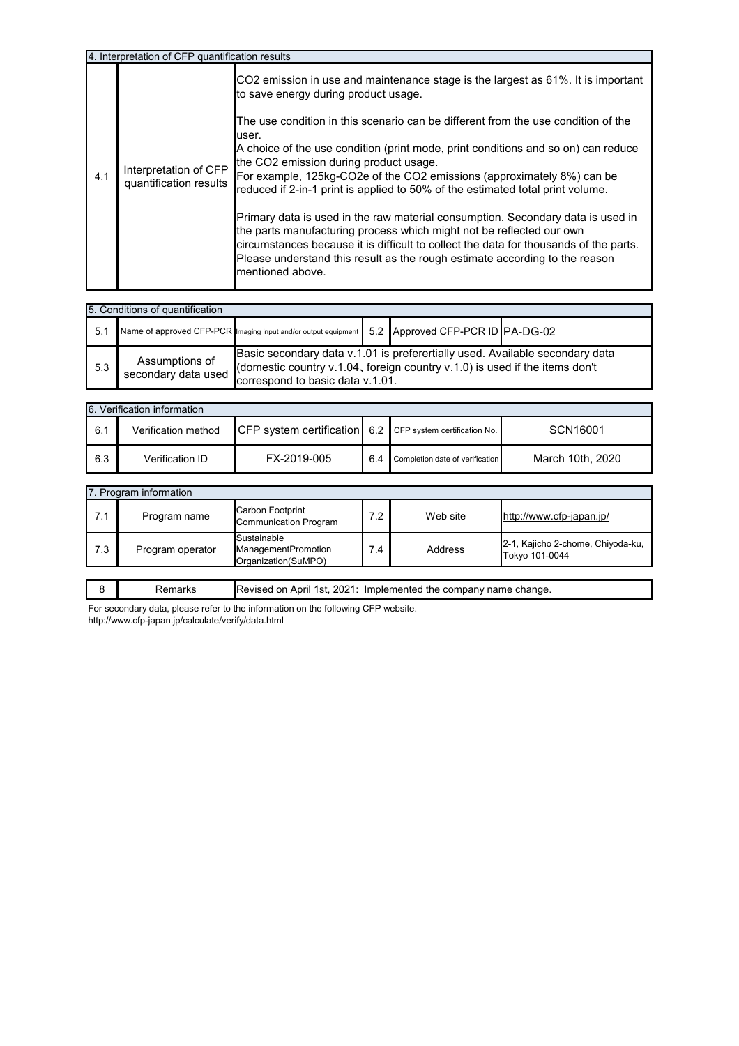## 4. Interpretation of CFP quantification results

| | | |
|---|---|---|
| 4.1 | Interpretation of CFP quantification results | $CO_2$ emission in use and maintenance stage is the largest as 61%. It is important to save energy during product usage.<br><br>The use condition in this scenario can be different from the use condition of the user.<br>A choice of the use condition (print mode, print conditions and so on) can reduce the $CO_2$ emission during product usage.<br>For example, 125kg-$CO_2$e of the $CO_2$ emissions (approximately 8%) can be reduced if 2-in-1 print is applied to 50% of the estimated total print volume.<br><br>Primary data is used in the raw material consumption. Secondary data is used in the parts manufacturing process which might not be reflected our own circumstances because it is difficult to collect the data for thousands of the parts. Please understand this result as the rough estimate according to the reason mentioned above. |

## 5. Conditions of quantification

| | | | | | |
|---|---|---|---|---|---|
| 5.1 | Name of approved CFP-PCR | Imaging input and/or output equipment | 5.2 | Approved CFP-PCR ID | PA-DG-02 |
| 5.3 | Assumptions of secondary data used | Basic secondary data v.1.01 is preferertially used. Available secondary data (domestic country v.1.04、foreign country v.1.0) is used if the items don't correspond to basic data v.1.01. | | | |

## 6. Verification information

| | | | | | |
|---|---|---|---|---|---|
| 6.1 | Verification method | CFP system certification | 6.2 | CFP system certification No. | SCN16001 |
| 6.3 | Verification ID | FX-2019-005 | 6.4 | Completion date of verification | March 10th, 2020 |

## 7. Program information

| | | | | | |
|---|---|---|---|---|---|
| 7.1 | Program name | Carbon Footprint Communication Program | 7.2 | Web site | http://www.cfp-japan.jp/ |
| 7.3 | Program operator | Sustainable ManagementPromotion Organization(SuMPO) | 7.4 | Address | 2-1, Kajicho 2-chome, Chiyoda-ku, Tokyo 101-0044 |

| | | |
|---|---|---|
| 8 | Remarks | Revised on April 1st, 2021: Implemented the company name change. |

For secondary data, please refer to the information on the following CFP website.
http://www.cfp-japan.jp/calculate/verify/data.html